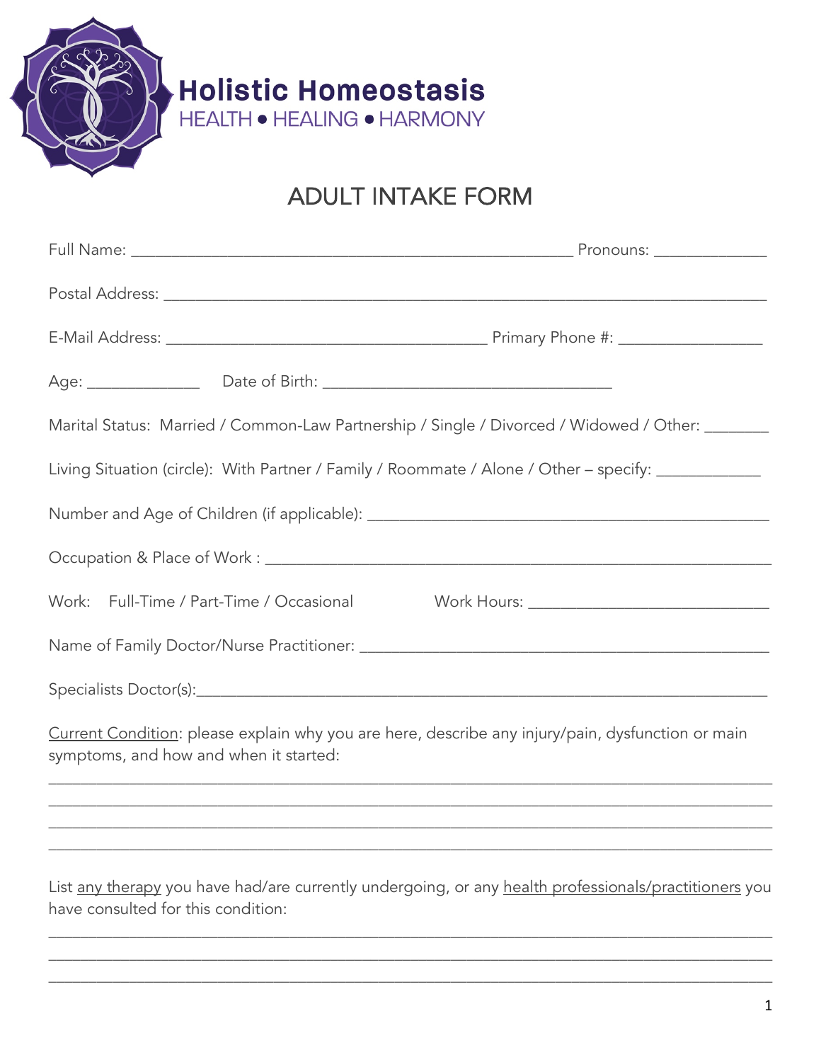**Holistic Homeostasis**
HEALTH • HEALING • HARMONY

# ADULT INTAKE FORM

Full Name: ________________________________________________ Pronouns: ____________

Postal Address: _________________________________________________________________

E-Mail Address: ___________________________________ Primary Phone #: _______________

Age: ____________ Date of Birth: _______________________________

Marital Status: Married / Common-Law Partnership / Single / Divorced / Widowed / Other: _______

Living Situation (circle): With Partner / Family / Roommate / Alone / Other – specify: ___________

Number and Age of Children (if applicable): _____________________________________________

Occupation & Place of Work : _______________________________________________________

Work: Full-Time / Part-Time / Occasional Work Hours: __________________________

Name of Family Doctor/Nurse Practitioner: ______________________________________________

Specialists Doctor(s):________________________________________________________________

Current Condition: please explain why you are here, describe any injury/pain, dysfunction or main symptoms, and how and when it started:

______________________________________________________________________________
______________________________________________________________________________
______________________________________________________________________________
______________________________________________________________________________

List any therapy you have had/are currently undergoing, or any health professionals/practitioners you have consulted for this condition:

______________________________________________________________________________
______________________________________________________________________________
______________________________________________________________________________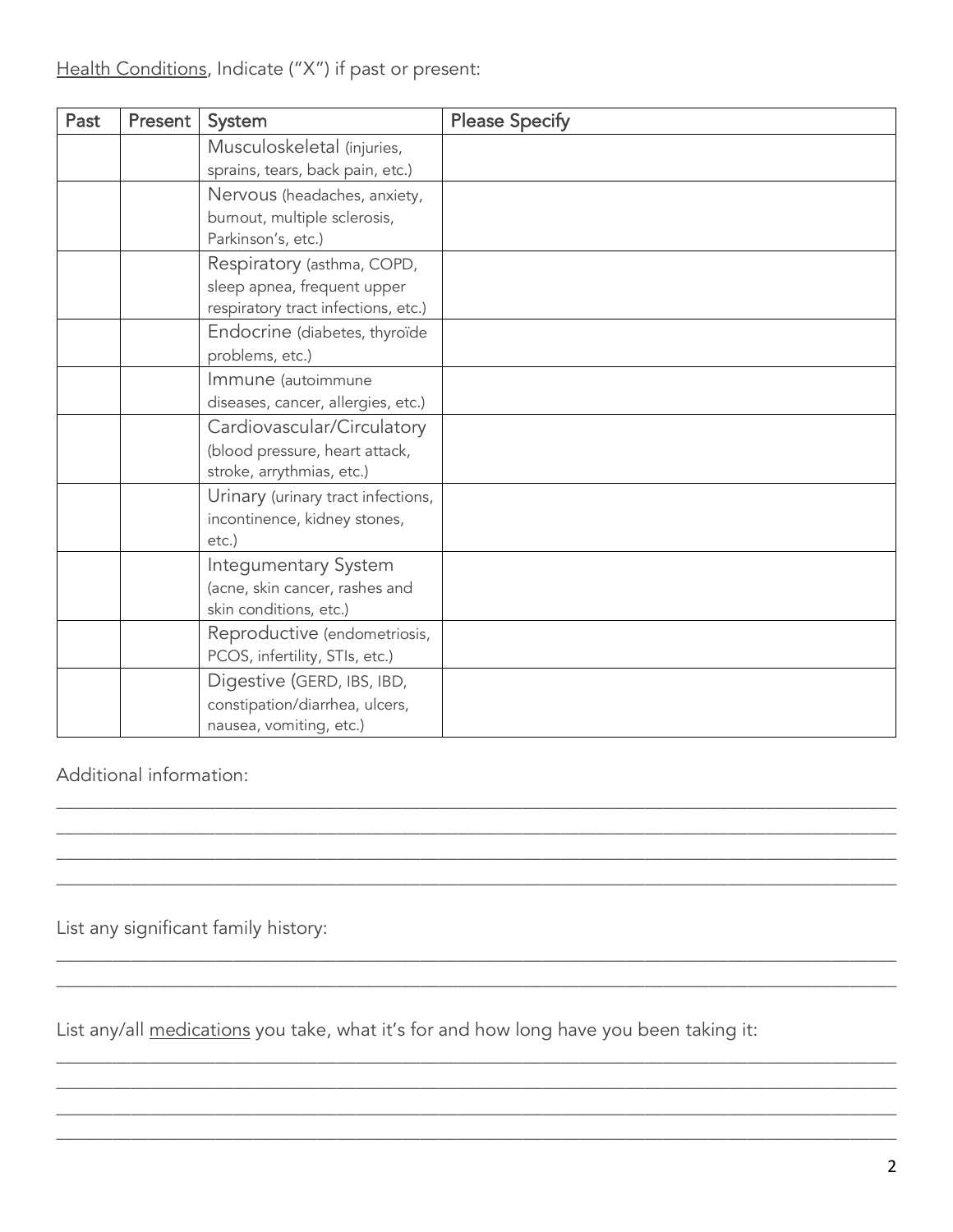<u>Health Conditions</u>, Indicate ("X") if past or present:

| Past | Present | System | Please Specify |
|---|---|---|---|
| | | Musculoskeletal (injuries, sprains, tears, back pain, etc.) | |
| | | Nervous (headaches, anxiety, burnout, multiple sclerosis, Parkinson's, etc.) | |
| | | Respiratory (asthma, COPD, sleep apnea, frequent upper respiratory tract infections, etc.) | |
| | | Endocrine (diabetes, thyroïde problems, etc.) | |
| | | Immune (autoimmune diseases, cancer, allergies, etc.) | |
| | | Cardiovascular/Circulatory (blood pressure, heart attack, stroke, arrythmias, etc.) | |
| | | Urinary (urinary tract infections, incontinence, kidney stones, etc.) | |
| | | Integumentary System (acne, skin cancer, rashes and skin conditions, etc.) | |
| | | Reproductive (endometriosis, PCOS, infertility, STIs, etc.) | |
| | | Digestive (GERD, IBS, IBD, constipation/diarrhea, ulcers, nausea, vomiting, etc.) | |

Additional information:

______________________________________________________________________________
______________________________________________________________________________
______________________________________________________________________________
______________________________________________________________________________

List any significant family history:

______________________________________________________________________________
______________________________________________________________________________

List any/all <u>medications</u> you take, what it's for and how long have you been taking it:

______________________________________________________________________________
______________________________________________________________________________
______________________________________________________________________________
______________________________________________________________________________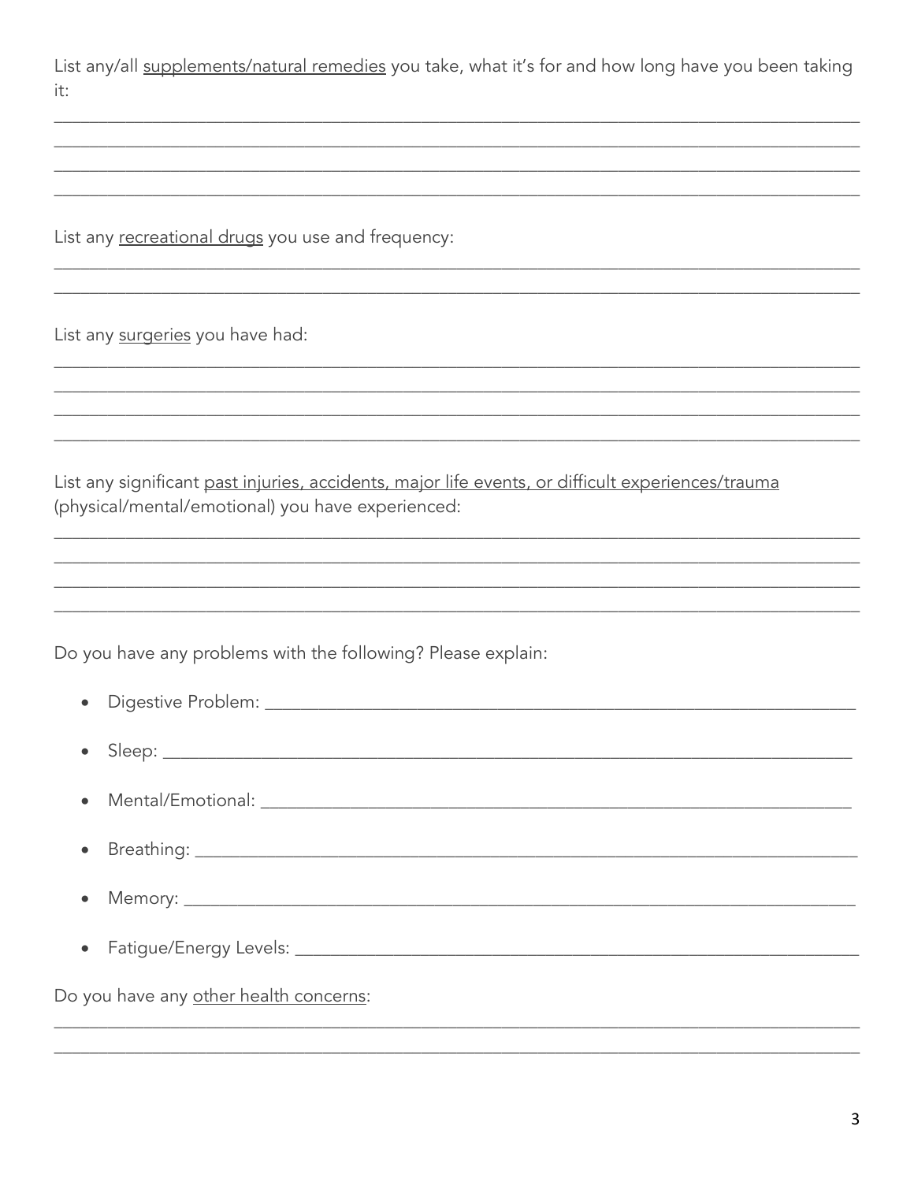List any/all <u>supplements/natural remedies</u> you take, what it's for and how long have you been taking it:

_______________________________________________________________________________________
_______________________________________________________________________________________
_______________________________________________________________________________________
_______________________________________________________________________________________

List any <u>recreational drugs</u> you use and frequency:

_______________________________________________________________________________________
_______________________________________________________________________________________

List any <u>surgeries</u> you have had:

_______________________________________________________________________________________
_______________________________________________________________________________________
_______________________________________________________________________________________
_______________________________________________________________________________________

List any significant <u>past injuries, accidents, major life events, or difficult experiences/trauma</u> (physical/mental/emotional) you have experienced:

_______________________________________________________________________________________
_______________________________________________________________________________________
_______________________________________________________________________________________
_______________________________________________________________________________________

Do you have any problems with the following? Please explain:

- Digestive Problem: _______________________________________________________________
- Sleep: __________________________________________________________________________
- Mental/Emotional: ________________________________________________________________
- Breathing: _______________________________________________________________________
- Memory: ________________________________________________________________________
- Fatigue/Energy Levels: _____________________________________________________________

Do you have any <u>other health concerns</u>:

_______________________________________________________________________________________
_______________________________________________________________________________________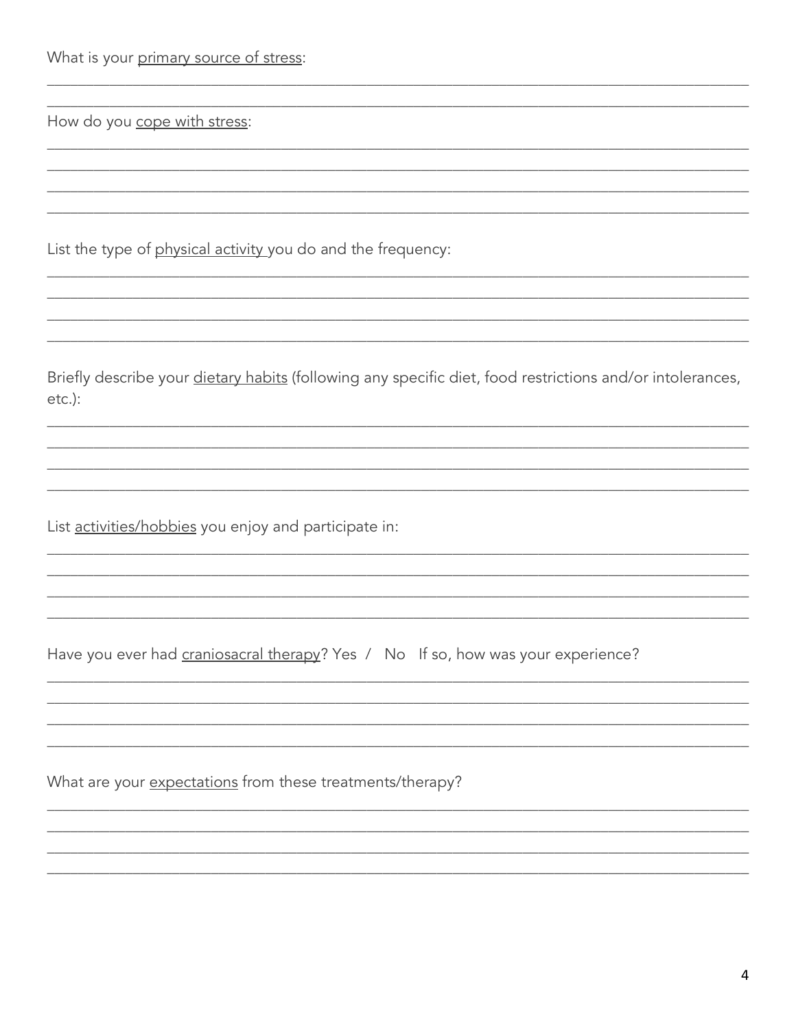What is your primary source of stress:

\_\_\_\_\_\_\_\_\_\_\_\_\_\_\_\_\_\_\_\_\_\_\_\_\_\_\_\_\_\_\_\_\_\_\_\_\_\_\_\_\_\_\_\_\_\_\_\_\_\_\_\_\_\_\_\_\_\_\_\_\_\_\_\_\_\_\_\_\_\_\_\_\_\_\_\_\_\_

\_\_\_\_\_\_\_\_\_\_\_\_\_\_\_\_\_\_\_\_\_\_\_\_\_\_\_\_\_\_\_\_\_\_\_\_\_\_\_\_\_\_\_\_\_\_\_\_\_\_\_\_\_\_\_\_\_\_\_\_\_\_\_\_\_\_\_\_\_\_\_\_\_\_\_\_\_\_

How do you cope with stress:

\_\_\_\_\_\_\_\_\_\_\_\_\_\_\_\_\_\_\_\_\_\_\_\_\_\_\_\_\_\_\_\_\_\_\_\_\_\_\_\_\_\_\_\_\_\_\_\_\_\_\_\_\_\_\_\_\_\_\_\_\_\_\_\_\_\_\_\_\_\_\_\_\_\_\_\_\_\_

\_\_\_\_\_\_\_\_\_\_\_\_\_\_\_\_\_\_\_\_\_\_\_\_\_\_\_\_\_\_\_\_\_\_\_\_\_\_\_\_\_\_\_\_\_\_\_\_\_\_\_\_\_\_\_\_\_\_\_\_\_\_\_\_\_\_\_\_\_\_\_\_\_\_\_\_\_\_

\_\_\_\_\_\_\_\_\_\_\_\_\_\_\_\_\_\_\_\_\_\_\_\_\_\_\_\_\_\_\_\_\_\_\_\_\_\_\_\_\_\_\_\_\_\_\_\_\_\_\_\_\_\_\_\_\_\_\_\_\_\_\_\_\_\_\_\_\_\_\_\_\_\_\_\_\_\_

\_\_\_\_\_\_\_\_\_\_\_\_\_\_\_\_\_\_\_\_\_\_\_\_\_\_\_\_\_\_\_\_\_\_\_\_\_\_\_\_\_\_\_\_\_\_\_\_\_\_\_\_\_\_\_\_\_\_\_\_\_\_\_\_\_\_\_\_\_\_\_\_\_\_\_\_\_\_

List the type of physical activity you do and the frequency:

\_\_\_\_\_\_\_\_\_\_\_\_\_\_\_\_\_\_\_\_\_\_\_\_\_\_\_\_\_\_\_\_\_\_\_\_\_\_\_\_\_\_\_\_\_\_\_\_\_\_\_\_\_\_\_\_\_\_\_\_\_\_\_\_\_\_\_\_\_\_\_\_\_\_\_\_\_\_

\_\_\_\_\_\_\_\_\_\_\_\_\_\_\_\_\_\_\_\_\_\_\_\_\_\_\_\_\_\_\_\_\_\_\_\_\_\_\_\_\_\_\_\_\_\_\_\_\_\_\_\_\_\_\_\_\_\_\_\_\_\_\_\_\_\_\_\_\_\_\_\_\_\_\_\_\_\_

\_\_\_\_\_\_\_\_\_\_\_\_\_\_\_\_\_\_\_\_\_\_\_\_\_\_\_\_\_\_\_\_\_\_\_\_\_\_\_\_\_\_\_\_\_\_\_\_\_\_\_\_\_\_\_\_\_\_\_\_\_\_\_\_\_\_\_\_\_\_\_\_\_\_\_\_\_\_

\_\_\_\_\_\_\_\_\_\_\_\_\_\_\_\_\_\_\_\_\_\_\_\_\_\_\_\_\_\_\_\_\_\_\_\_\_\_\_\_\_\_\_\_\_\_\_\_\_\_\_\_\_\_\_\_\_\_\_\_\_\_\_\_\_\_\_\_\_\_\_\_\_\_\_\_\_\_

Briefly describe your dietary habits (following any specific diet, food restrictions and/or intolerances, etc.):

\_\_\_\_\_\_\_\_\_\_\_\_\_\_\_\_\_\_\_\_\_\_\_\_\_\_\_\_\_\_\_\_\_\_\_\_\_\_\_\_\_\_\_\_\_\_\_\_\_\_\_\_\_\_\_\_\_\_\_\_\_\_\_\_\_\_\_\_\_\_\_\_\_\_\_\_\_\_

\_\_\_\_\_\_\_\_\_\_\_\_\_\_\_\_\_\_\_\_\_\_\_\_\_\_\_\_\_\_\_\_\_\_\_\_\_\_\_\_\_\_\_\_\_\_\_\_\_\_\_\_\_\_\_\_\_\_\_\_\_\_\_\_\_\_\_\_\_\_\_\_\_\_\_\_\_\_

\_\_\_\_\_\_\_\_\_\_\_\_\_\_\_\_\_\_\_\_\_\_\_\_\_\_\_\_\_\_\_\_\_\_\_\_\_\_\_\_\_\_\_\_\_\_\_\_\_\_\_\_\_\_\_\_\_\_\_\_\_\_\_\_\_\_\_\_\_\_\_\_\_\_\_\_\_\_

\_\_\_\_\_\_\_\_\_\_\_\_\_\_\_\_\_\_\_\_\_\_\_\_\_\_\_\_\_\_\_\_\_\_\_\_\_\_\_\_\_\_\_\_\_\_\_\_\_\_\_\_\_\_\_\_\_\_\_\_\_\_\_\_\_\_\_\_\_\_\_\_\_\_\_\_\_\_

List activities/hobbies you enjoy and participate in:

\_\_\_\_\_\_\_\_\_\_\_\_\_\_\_\_\_\_\_\_\_\_\_\_\_\_\_\_\_\_\_\_\_\_\_\_\_\_\_\_\_\_\_\_\_\_\_\_\_\_\_\_\_\_\_\_\_\_\_\_\_\_\_\_\_\_\_\_\_\_\_\_\_\_\_\_\_\_

\_\_\_\_\_\_\_\_\_\_\_\_\_\_\_\_\_\_\_\_\_\_\_\_\_\_\_\_\_\_\_\_\_\_\_\_\_\_\_\_\_\_\_\_\_\_\_\_\_\_\_\_\_\_\_\_\_\_\_\_\_\_\_\_\_\_\_\_\_\_\_\_\_\_\_\_\_\_

\_\_\_\_\_\_\_\_\_\_\_\_\_\_\_\_\_\_\_\_\_\_\_\_\_\_\_\_\_\_\_\_\_\_\_\_\_\_\_\_\_\_\_\_\_\_\_\_\_\_\_\_\_\_\_\_\_\_\_\_\_\_\_\_\_\_\_\_\_\_\_\_\_\_\_\_\_\_

\_\_\_\_\_\_\_\_\_\_\_\_\_\_\_\_\_\_\_\_\_\_\_\_\_\_\_\_\_\_\_\_\_\_\_\_\_\_\_\_\_\_\_\_\_\_\_\_\_\_\_\_\_\_\_\_\_\_\_\_\_\_\_\_\_\_\_\_\_\_\_\_\_\_\_\_\_\_

Have you ever had craniosacral therapy? Yes / No If so, how was your experience?

\_\_\_\_\_\_\_\_\_\_\_\_\_\_\_\_\_\_\_\_\_\_\_\_\_\_\_\_\_\_\_\_\_\_\_\_\_\_\_\_\_\_\_\_\_\_\_\_\_\_\_\_\_\_\_\_\_\_\_\_\_\_\_\_\_\_\_\_\_\_\_\_\_\_\_\_\_\_

\_\_\_\_\_\_\_\_\_\_\_\_\_\_\_\_\_\_\_\_\_\_\_\_\_\_\_\_\_\_\_\_\_\_\_\_\_\_\_\_\_\_\_\_\_\_\_\_\_\_\_\_\_\_\_\_\_\_\_\_\_\_\_\_\_\_\_\_\_\_\_\_\_\_\_\_\_\_

\_\_\_\_\_\_\_\_\_\_\_\_\_\_\_\_\_\_\_\_\_\_\_\_\_\_\_\_\_\_\_\_\_\_\_\_\_\_\_\_\_\_\_\_\_\_\_\_\_\_\_\_\_\_\_\_\_\_\_\_\_\_\_\_\_\_\_\_\_\_\_\_\_\_\_\_\_\_

\_\_\_\_\_\_\_\_\_\_\_\_\_\_\_\_\_\_\_\_\_\_\_\_\_\_\_\_\_\_\_\_\_\_\_\_\_\_\_\_\_\_\_\_\_\_\_\_\_\_\_\_\_\_\_\_\_\_\_\_\_\_\_\_\_\_\_\_\_\_\_\_\_\_\_\_\_\_

What are your expectations from these treatments/therapy?

\_\_\_\_\_\_\_\_\_\_\_\_\_\_\_\_\_\_\_\_\_\_\_\_\_\_\_\_\_\_\_\_\_\_\_\_\_\_\_\_\_\_\_\_\_\_\_\_\_\_\_\_\_\_\_\_\_\_\_\_\_\_\_\_\_\_\_\_\_\_\_\_\_\_\_\_\_\_

\_\_\_\_\_\_\_\_\_\_\_\_\_\_\_\_\_\_\_\_\_\_\_\_\_\_\_\_\_\_\_\_\_\_\_\_\_\_\_\_\_\_\_\_\_\_\_\_\_\_\_\_\_\_\_\_\_\_\_\_\_\_\_\_\_\_\_\_\_\_\_\_\_\_\_\_\_\_

\_\_\_\_\_\_\_\_\_\_\_\_\_\_\_\_\_\_\_\_\_\_\_\_\_\_\_\_\_\_\_\_\_\_\_\_\_\_\_\_\_\_\_\_\_\_\_\_\_\_\_\_\_\_\_\_\_\_\_\_\_\_\_\_\_\_\_\_\_\_\_\_\_\_\_\_\_\_

\_\_\_\_\_\_\_\_\_\_\_\_\_\_\_\_\_\_\_\_\_\_\_\_\_\_\_\_\_\_\_\_\_\_\_\_\_\_\_\_\_\_\_\_\_\_\_\_\_\_\_\_\_\_\_\_\_\_\_\_\_\_\_\_\_\_\_\_\_\_\_\_\_\_\_\_\_\_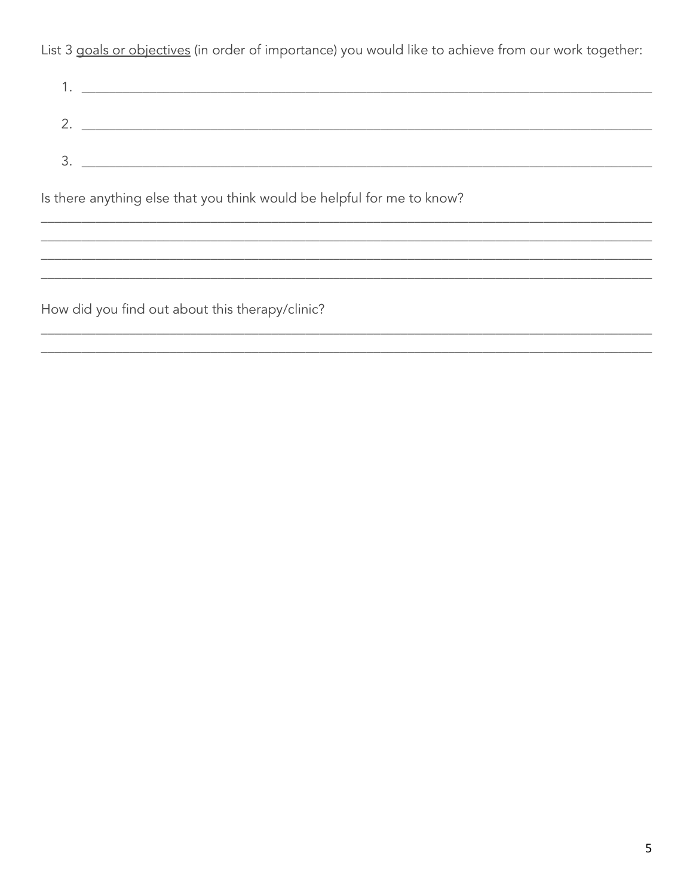List 3 <u>goals or objectives</u> (in order of importance) you would like to achieve from our work together:

1. ______________________________________________________________________________

2. ______________________________________________________________________________

3. ______________________________________________________________________________

Is there anything else that you think would be helpful for me to know?

_________________________________________________________________________________

_________________________________________________________________________________

_________________________________________________________________________________

_________________________________________________________________________________

How did you find out about this therapy/clinic?

_________________________________________________________________________________

_________________________________________________________________________________